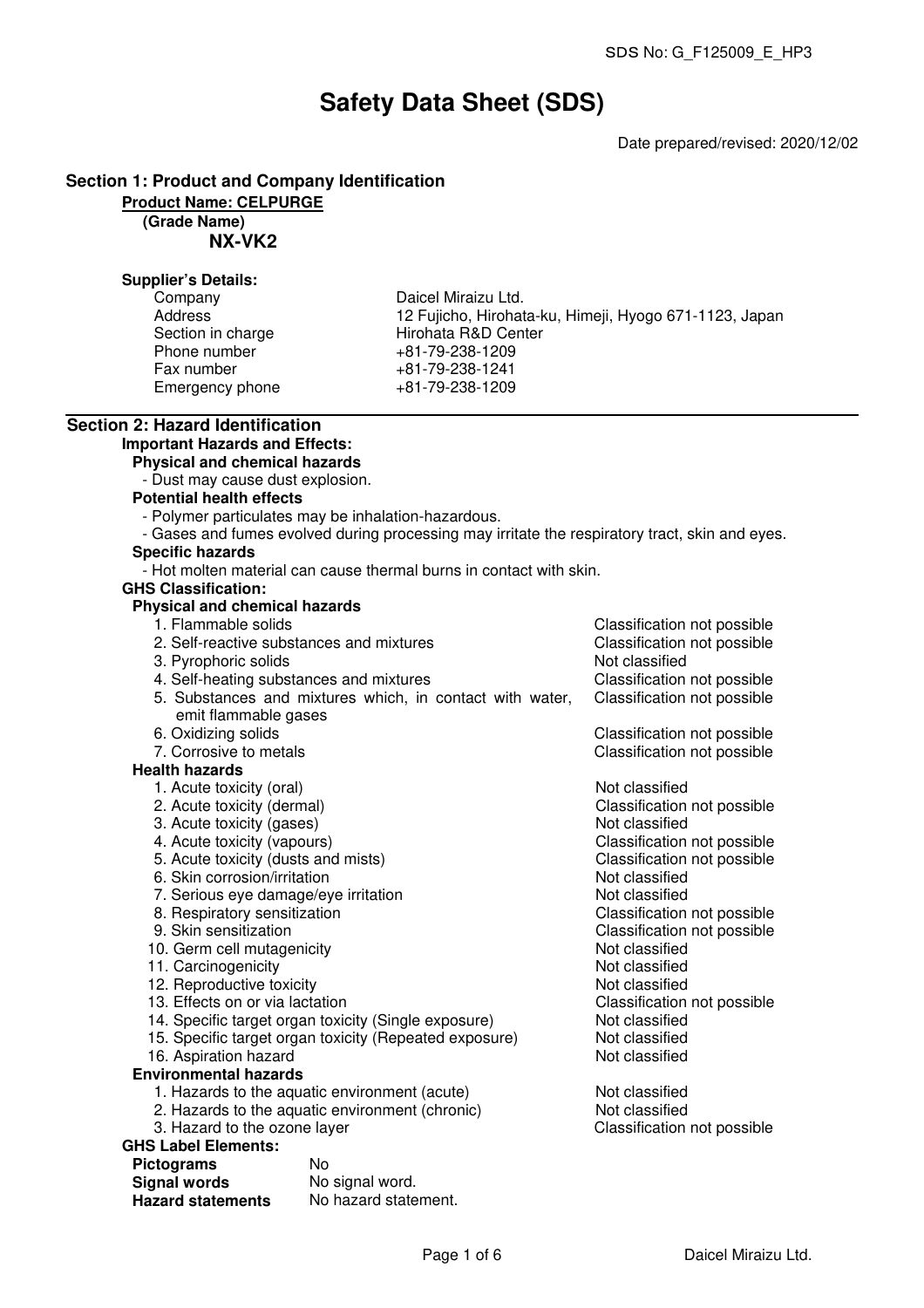SDS No: G_F125009_E_HP3

# Safety Data Sheet (SDS)

Date prepared/revised: 2020/12/02

## Section 1: Product and Company Identification

**Product Name: CELPURGE**

**(Grade Name)**

**NX-VK2**

**Supplier's Details:**

| | |
|---|---|
| Company | Daicel Miraizu Ltd. |
| Address | 12 Fujicho, Hirohata-ku, Himeji, Hyogo 671-1123, Japan |
| Section in charge | Hirohata R&D Center |
| Phone number | +81-79-238-1209 |
| Fax number | +81-79-238-1241 |
| Emergency phone | +81-79-238-1209 |

## Section 2: Hazard Identification

**Important Hazards and Effects:**

**Physical and chemical hazards**

- Dust may cause dust explosion.

**Potential health effects**

- Polymer particulates may be inhalation-hazardous.
- Gases and fumes evolved during processing may irritate the respiratory tract, skin and eyes.

**Specific hazards**

- Hot molten material can cause thermal burns in contact with skin.

**GHS Classification:**

**Physical and chemical hazards**

| | |
|---|---|
| 1. Flammable solids | Classification not possible |
| 2. Self-reactive substances and mixtures | Classification not possible |
| 3. Pyrophoric solids | Not classified |
| 4. Self-heating substances and mixtures | Classification not possible |
| 5. Substances and mixtures which, in contact with water, emit flammable gases | Classification not possible |
| 6. Oxidizing solids | Classification not possible |
| 7. Corrosive to metals | Classification not possible |

**Health hazards**

| | |
|---|---|
| 1. Acute toxicity (oral) | Not classified |
| 2. Acute toxicity (dermal) | Classification not possible |
| 3. Acute toxicity (gases) | Not classified |
| 4. Acute toxicity (vapours) | Classification not possible |
| 5. Acute toxicity (dusts and mists) | Classification not possible |
| 6. Skin corrosion/irritation | Not classified |
| 7. Serious eye damage/eye irritation | Not classified |
| 8. Respiratory sensitization | Classification not possible |
| 9. Skin sensitization | Classification not possible |
| 10. Germ cell mutagenicity | Not classified |
| 11. Carcinogenicity | Not classified |
| 12. Reproductive toxicity | Not classified |
| 13. Effects on or via lactation | Classification not possible |
| 14. Specific target organ toxicity (Single exposure) | Not classified |
| 15. Specific target organ toxicity (Repeated exposure) | Not classified |
| 16. Aspiration hazard | Not classified |

**Environmental hazards**

| | |
|---|---|
| 1. Hazards to the aquatic environment (acute) | Not classified |
| 2. Hazards to the aquatic environment (chronic) | Not classified |
| 3. Hazard to the ozone layer | Classification not possible |

**GHS Label Elements:**

| | |
|---|---|
| **Pictograms** | No |
| **Signal words** | No signal word. |
| **Hazard statements** | No hazard statement. |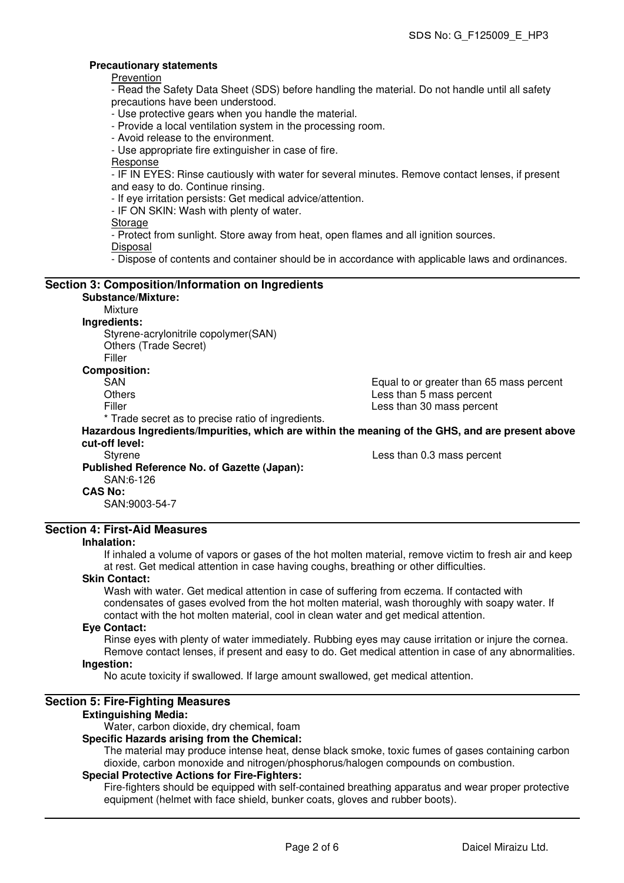**Precautionary statements**

Prevention

- Read the Safety Data Sheet (SDS) before handling the material. Do not handle until all safety precautions have been understood.
- Use protective gears when you handle the material.
- Provide a local ventilation system in the processing room.
- Avoid release to the environment.
- Use appropriate fire extinguisher in case of fire.

Response

- IF IN EYES: Rinse cautiously with water for several minutes. Remove contact lenses, if present and easy to do. Continue rinsing.
- If eye irritation persists: Get medical advice/attention.
- IF ON SKIN: Wash with plenty of water.

Storage

- Protect from sunlight. Store away from heat, open flames and all ignition sources.

Disposal

- Dispose of contents and container should be in accordance with applicable laws and ordinances.

## Section 3: Composition/Information on Ingredients

**Substance/Mixture:**

Mixture

**Ingredients:**

Styrene-acrylonitrile copolymer(SAN)
Others (Trade Secret)
Filler

**Composition:**

| | |
|---|---|
| SAN | Equal to or greater than 65 mass percent |
| Others | Less than 5 mass percent |
| Filler | Less than 30 mass percent |

* Trade secret as to precise ratio of ingredients.

**Hazardous Ingredients/Impurities, which are within the meaning of the GHS, and are present above cut-off level:**

| | |
|---|---|
| Styrene | Less than 0.3 mass percent |

**Published Reference No. of Gazette (Japan):**

SAN:6-126

**CAS No:**

SAN:9003-54-7

## Section 4: First-Aid Measures

**Inhalation:**

If inhaled a volume of vapors or gases of the hot molten material, remove victim to fresh air and keep at rest. Get medical attention in case having coughs, breathing or other difficulties.

**Skin Contact:**

Wash with water. Get medical attention in case of suffering from eczema. If contacted with condensates of gases evolved from the hot molten material, wash thoroughly with soapy water. If contact with the hot molten material, cool in clean water and get medical attention.

**Eye Contact:**

Rinse eyes with plenty of water immediately. Rubbing eyes may cause irritation or injure the cornea. Remove contact lenses, if present and easy to do. Get medical attention in case of any abnormalities.

**Ingestion:**

No acute toxicity if swallowed. If large amount swallowed, get medical attention.

## Section 5: Fire-Fighting Measures

**Extinguishing Media:**

Water, carbon dioxide, dry chemical, foam

**Specific Hazards arising from the Chemical:**

The material may produce intense heat, dense black smoke, toxic fumes of gases containing carbon dioxide, carbon monoxide and nitrogen/phosphorus/halogen compounds on combustion.

**Special Protective Actions for Fire-Fighters:**

Fire-fighters should be equipped with self-contained breathing apparatus and wear proper protective equipment (helmet with face shield, bunker coats, gloves and rubber boots).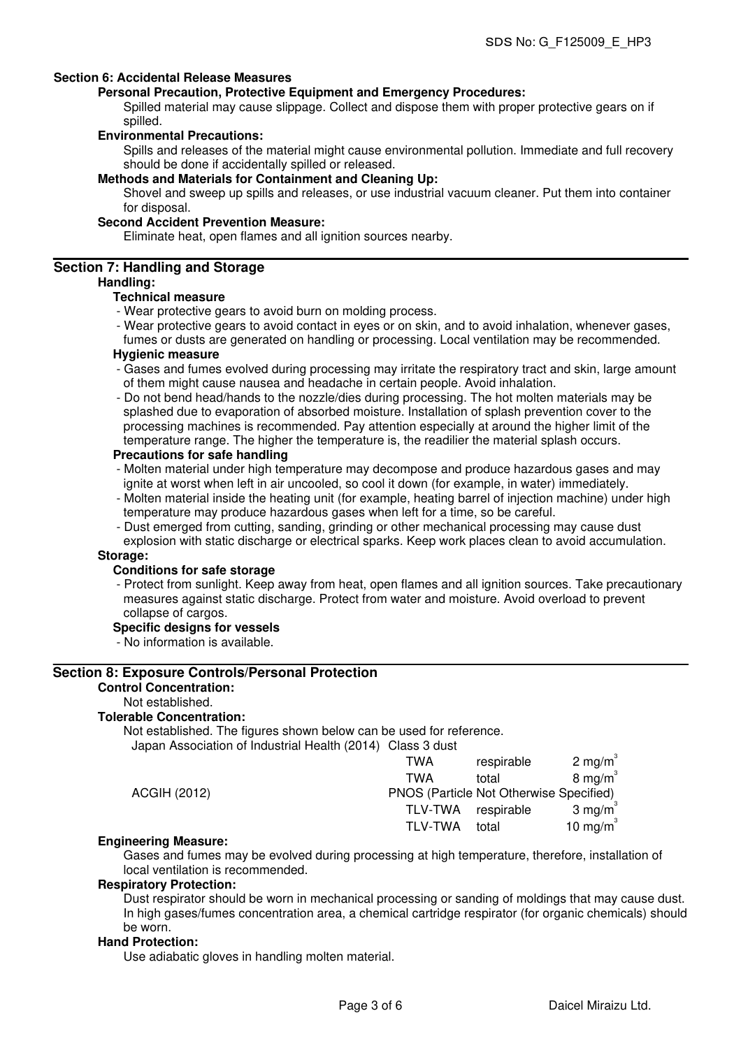## Section 6: Accidental Release Measures

**Personal Precaution, Protective Equipment and Emergency Procedures:**

Spilled material may cause slippage. Collect and dispose them with proper protective gears on if spilled.

**Environmental Precautions:**

Spills and releases of the material might cause environmental pollution. Immediate and full recovery should be done if accidentally spilled or released.

**Methods and Materials for Containment and Cleaning Up:**

Shovel and sweep up spills and releases, or use industrial vacuum cleaner. Put them into container for disposal.

**Second Accident Prevention Measure:**

Eliminate heat, open flames and all ignition sources nearby.

## Section 7: Handling and Storage

**Handling:**

**Technical measure**

- Wear protective gears to avoid burn on molding process.
- Wear protective gears to avoid contact in eyes or on skin, and to avoid inhalation, whenever gases, fumes or dusts are generated on handling or processing. Local ventilation may be recommended.

**Hygienic measure**

- Gases and fumes evolved during processing may irritate the respiratory tract and skin, large amount of them might cause nausea and headache in certain people. Avoid inhalation.
- Do not bend head/hands to the nozzle/dies during processing. The hot molten materials may be splashed due to evaporation of absorbed moisture. Installation of splash prevention cover to the processing machines is recommended. Pay attention especially at around the higher limit of the temperature range. The higher the temperature is, the readilier the material splash occurs.

**Precautions for safe handling**

- Molten material under high temperature may decompose and produce hazardous gases and may ignite at worst when left in air uncooled, so cool it down (for example, in water) immediately.
- Molten material inside the heating unit (for example, heating barrel of injection machine) under high temperature may produce hazardous gases when left for a time, so be careful.
- Dust emerged from cutting, sanding, grinding or other mechanical processing may cause dust explosion with static discharge or electrical sparks. Keep work places clean to avoid accumulation.

**Storage:**

**Conditions for safe storage**

- Protect from sunlight. Keep away from heat, open flames and all ignition sources. Take precautionary measures against static discharge. Protect from water and moisture. Avoid overload to prevent collapse of cargos.

**Specific designs for vessels**

- No information is available.

## Section 8: Exposure Controls/Personal Protection

**Control Concentration:**

Not established.

**Tolerable Concentration:**

Not established. The figures shown below can be used for reference.

| Source | Type | Fraction | Value |
|---|---|---|---|
| Japan Association of Industrial Health (2014) | Class 3 dust | | |
| | TWA | respirable | 2 mg/m$^3$ |
| | TWA | total | 8 mg/m$^3$ |
| ACGIH (2012) | PNOS (Particle Not Otherwise Specified) | | |
| | TLV-TWA | respirable | 3 mg/m$^3$ |
| | TLV-TWA | total | 10 mg/m$^3$ |

**Engineering Measure:**

Gases and fumes may be evolved during processing at high temperature, therefore, installation of local ventilation is recommended.

**Respiratory Protection:**

Dust respirator should be worn in mechanical processing or sanding of moldings that may cause dust. In high gases/fumes concentration area, a chemical cartridge respirator (for organic chemicals) should be worn.

**Hand Protection:**

Use adiabatic gloves in handling molten material.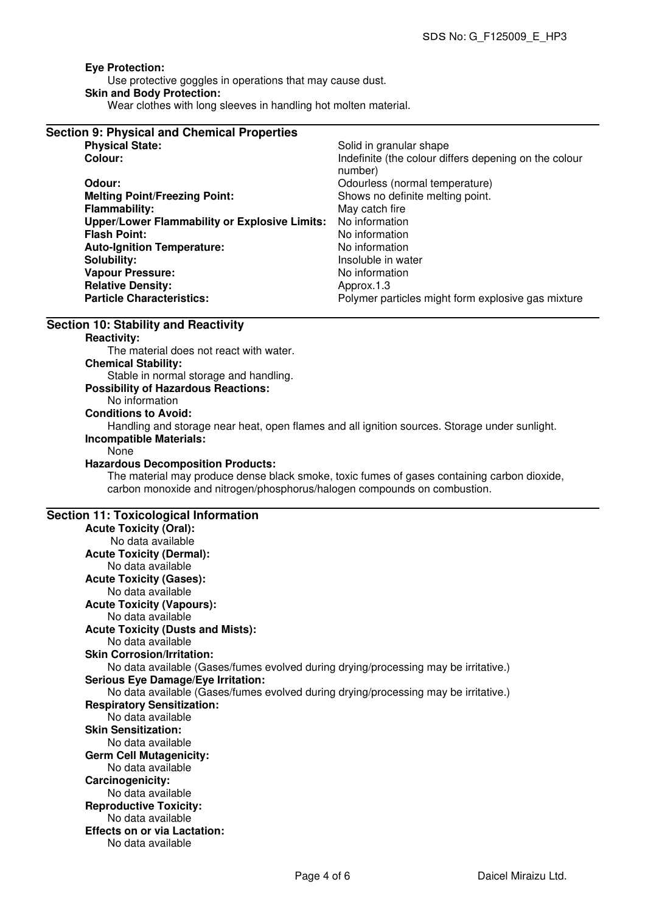**Eye Protection:**

Use protective goggles in operations that may cause dust.

**Skin and Body Protection:**

Wear clothes with long sleeves in handling hot molten material.

## Section 9: Physical and Chemical Properties

| | |
|---|---|
| **Physical State:** | Solid in granular shape |
| **Colour:** | Indefinite (the colour differs depening on the colour number) |
| **Odour:** | Odourless (normal temperature) |
| **Melting Point/Freezing Point:** | Shows no definite melting point. |
| **Flammability:** | May catch fire |
| **Upper/Lower Flammability or Explosive Limits:** | No information |
| **Flash Point:** | No information |
| **Auto-Ignition Temperature:** | No information |
| **Solubility:** | Insoluble in water |
| **Vapour Pressure:** | No information |
| **Relative Density:** | Approx.1.3 |
| **Particle Characteristics:** | Polymer particles might form explosive gas mixture |

## Section 10: Stability and Reactivity

**Reactivity:**

The material does not react with water.

**Chemical Stability:**

Stable in normal storage and handling.

**Possibility of Hazardous Reactions:**

No information

**Conditions to Avoid:**

Handling and storage near heat, open flames and all ignition sources. Storage under sunlight.

**Incompatible Materials:**

None

**Hazardous Decomposition Products:**

The material may produce dense black smoke, toxic fumes of gases containing carbon dioxide, carbon monoxide and nitrogen/phosphorus/halogen compounds on combustion.

## Section 11: Toxicological Information

**Acute Toxicity (Oral):**

No data available

**Acute Toxicity (Dermal):**

No data available

**Acute Toxicity (Gases):**

No data available

**Acute Toxicity (Vapours):**

No data available

**Acute Toxicity (Dusts and Mists):**

No data available

**Skin Corrosion/Irritation:**

No data available (Gases/fumes evolved during drying/processing may be irritative.)

**Serious Eye Damage/Eye Irritation:**

No data available (Gases/fumes evolved during drying/processing may be irritative.)

**Respiratory Sensitization:**

No data available

**Skin Sensitization:**

No data available

**Germ Cell Mutagenicity:**

No data available

**Carcinogenicity:**

No data available

**Reproductive Toxicity:**

No data available

**Effects on or via Lactation:**

No data available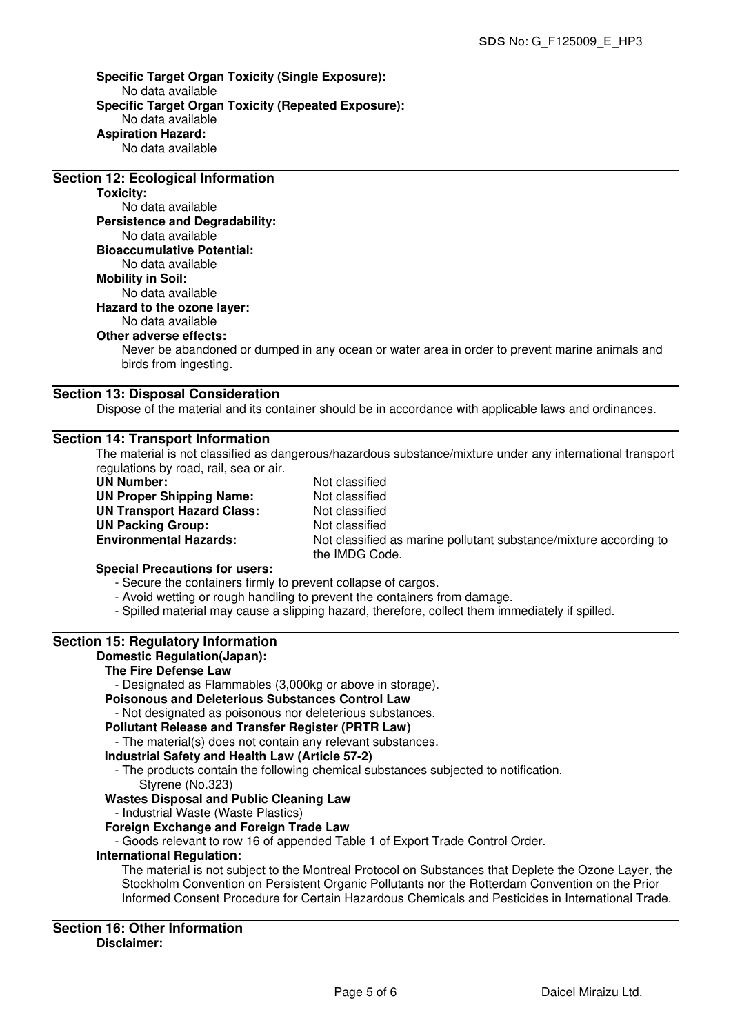**Specific Target Organ Toxicity (Single Exposure):**
No data available

**Specific Target Organ Toxicity (Repeated Exposure):**
No data available

**Aspiration Hazard:**
No data available

## Section 12: Ecological Information

**Toxicity:**
No data available

**Persistence and Degradability:**
No data available

**Bioaccumulative Potential:**
No data available

**Mobility in Soil:**
No data available

**Hazard to the ozone layer:**
No data available

**Other adverse effects:**
Never be abandoned or dumped in any ocean or water area in order to prevent marine animals and birds from ingesting.

## Section 13: Disposal Consideration

Dispose of the material and its container should be in accordance with applicable laws and ordinances.

## Section 14: Transport Information

The material is not classified as dangerous/hazardous substance/mixture under any international transport regulations by road, rail, sea or air.

| | |
|---|---|
| **UN Number:** | Not classified |
| **UN Proper Shipping Name:** | Not classified |
| **UN Transport Hazard Class:** | Not classified |
| **UN Packing Group:** | Not classified |
| **Environmental Hazards:** | Not classified as marine pollutant substance/mixture according to the IMDG Code. |

**Special Precautions for users:**

- Secure the containers firmly to prevent collapse of cargos.
- Avoid wetting or rough handling to prevent the containers from damage.
- Spilled material may cause a slipping hazard, therefore, collect them immediately if spilled.

## Section 15: Regulatory Information

**Domestic Regulation(Japan):**

**The Fire Defense Law**
- Designated as Flammables (3,000kg or above in storage).

**Poisonous and Deleterious Substances Control Law**
- Not designated as poisonous nor deleterious substances.

**Pollutant Release and Transfer Register (PRTR Law)**
- The material(s) does not contain any relevant substances.

**Industrial Safety and Health Law (Article 57-2)**
- The products contain the following chemical substances subjected to notification.
  Styrene (No.323)

**Wastes Disposal and Public Cleaning Law**
- Industrial Waste (Waste Plastics)

**Foreign Exchange and Foreign Trade Law**
- Goods relevant to row 16 of appended Table 1 of Export Trade Control Order.

**International Regulation:**
The material is not subject to the Montreal Protocol on Substances that Deplete the Ozone Layer, the Stockholm Convention on Persistent Organic Pollutants nor the Rotterdam Convention on the Prior Informed Consent Procedure for Certain Hazardous Chemicals and Pesticides in International Trade.

## Section 16: Other Information

**Disclaimer:**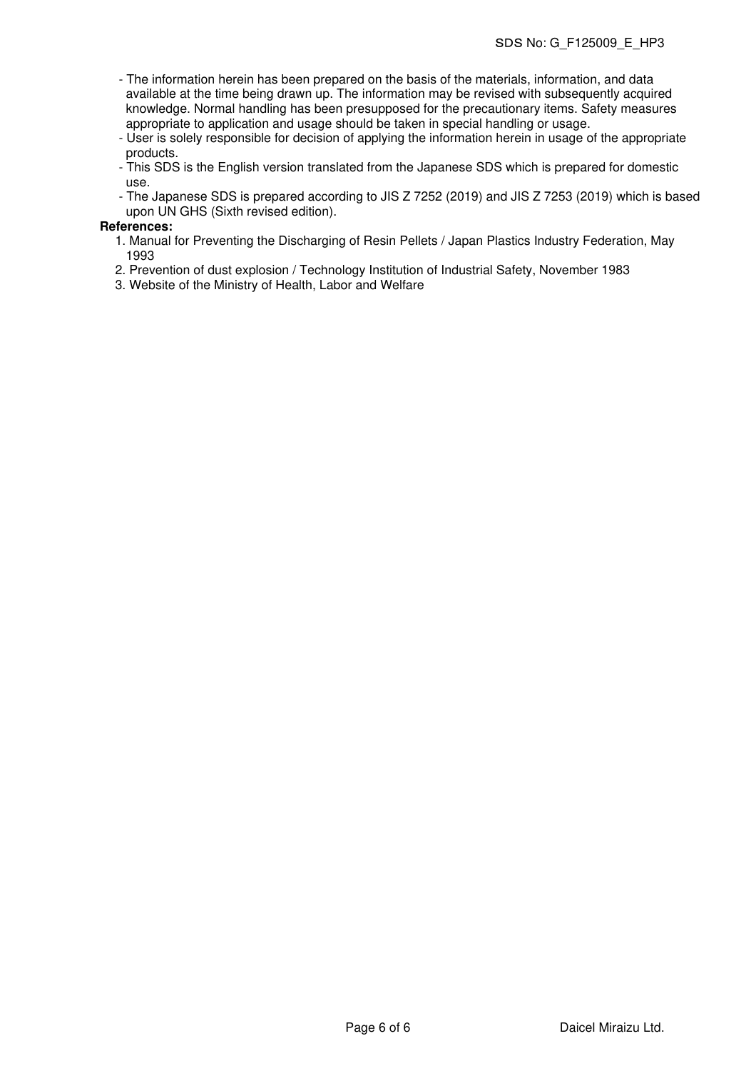- The information herein has been prepared on the basis of the materials, information, and data available at the time being drawn up. The information may be revised with subsequently acquired knowledge. Normal handling has been presupposed for the precautionary items. Safety measures appropriate to application and usage should be taken in special handling or usage.
- User is solely responsible for decision of applying the information herein in usage of the appropriate products.
- This SDS is the English version translated from the Japanese SDS which is prepared for domestic use.
- The Japanese SDS is prepared according to JIS Z 7252 (2019) and JIS Z 7253 (2019) which is based upon UN GHS (Sixth revised edition).

**References:**

1. Manual for Preventing the Discharging of Resin Pellets / Japan Plastics Industry Federation, May 1993
2. Prevention of dust explosion / Technology Institution of Industrial Safety, November 1983
3. Website of the Ministry of Health, Labor and Welfare